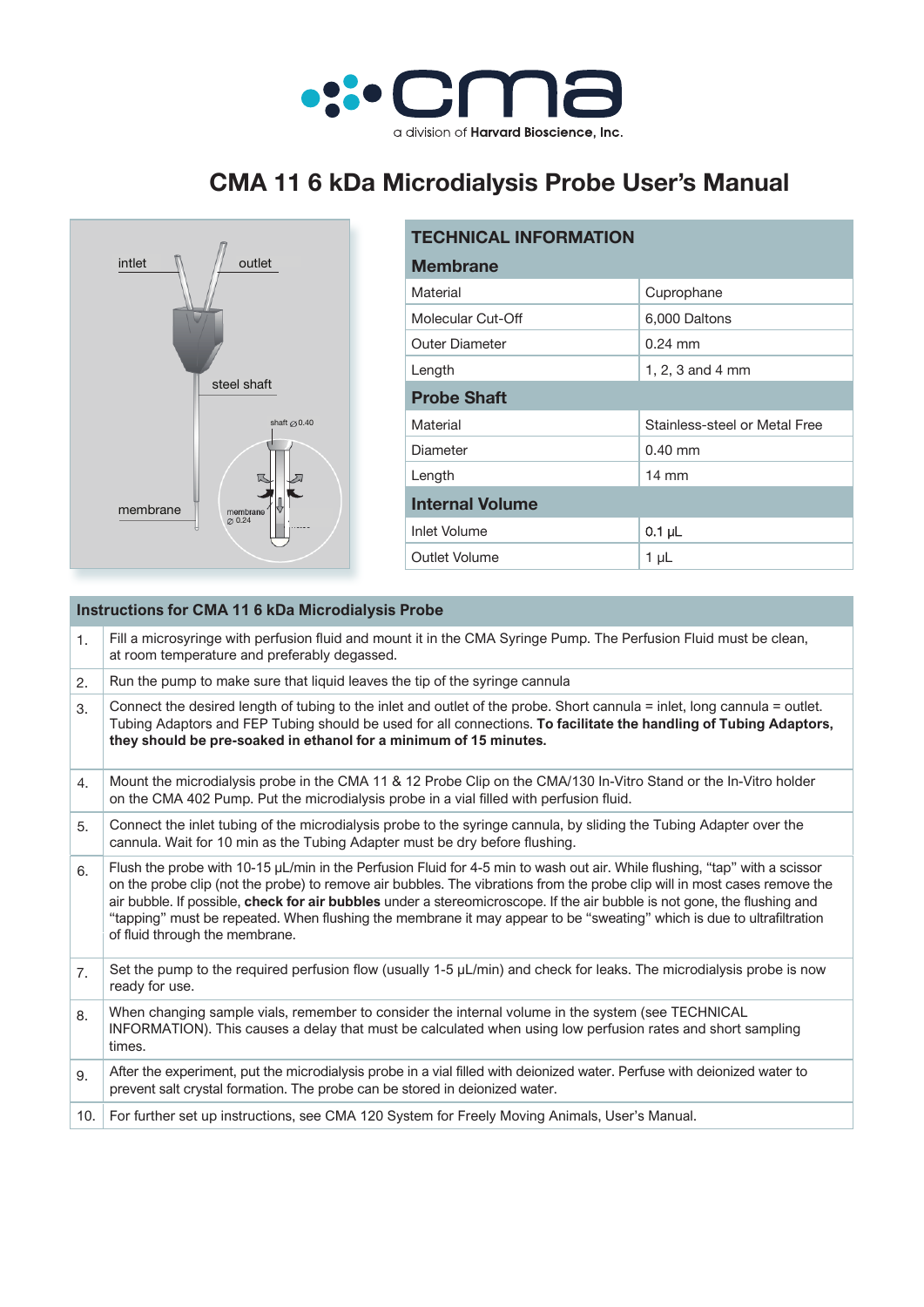cma

a division of Harvard Bioscience, Inc.

# CMA 11 6 kDa Microdialysis Probe User's Manual

| TECHNICAL INFORMATION | |
|---|---|
| **Membrane** | |
| Material | Cuprophane |
| Molecular Cut-Off | 6,000 Daltons |
| Outer Diameter | 0.24 mm |
| Length | 1, 2, 3 and 4 mm |
| **Probe Shaft** | |
| Material | Stainless-steel or Metal Free |
| Diameter | 0.40 mm |
| Length | 14 mm |
| **Internal Volume** | |
| Inlet Volume | 0.1 µL |
| Outlet Volume | 1 µL |

| | Instructions for CMA 11 6 kDa Microdialysis Probe |
|---|---|
| 1. | Fill a microsyringe with perfusion fluid and mount it in the CMA Syringe Pump. The Perfusion Fluid must be clean, at room temperature and preferably degassed. |
| 2. | Run the pump to make sure that liquid leaves the tip of the syringe cannula |
| 3. | Connect the desired length of tubing to the inlet and outlet of the probe. Short cannula = inlet, long cannula = outlet. Tubing Adaptors and FEP Tubing should be used for all connections. **To facilitate the handling of Tubing Adaptors, they should be pre-soaked in ethanol for a minimum of 15 minutes.** |
| 4. | Mount the microdialysis probe in the CMA 11 & 12 Probe Clip on the CMA/130 In-Vitro Stand or the In-Vitro holder on the CMA 402 Pump. Put the microdialysis probe in a vial filled with perfusion fluid. |
| 5. | Connect the inlet tubing of the microdialysis probe to the syringe cannula, by sliding the Tubing Adapter over the cannula. Wait for 10 min as the Tubing Adapter must be dry before flushing. |
| 6. | Flush the probe with 10-15 µL/min in the Perfusion Fluid for 4-5 min to wash out air. While flushing, "tap" with a scissor on the probe clip (not the probe) to remove air bubbles. The vibrations from the probe clip will in most cases remove the air bubble. If possible, **check for air bubbles** under a stereomicroscope. If the air bubble is not gone, the flushing and "tapping" must be repeated. When flushing the membrane it may appear to be "sweating" which is due to ultrafiltration of fluid through the membrane. |
| 7. | Set the pump to the required perfusion flow (usually 1-5 µL/min) and check for leaks. The microdialysis probe is now ready for use. |
| 8. | When changing sample vials, remember to consider the internal volume in the system (see TECHNICAL INFORMATION). This causes a delay that must be calculated when using low perfusion rates and short sampling times. |
| 9. | After the experiment, put the microdialysis probe in a vial filled with deionized water. Perfuse with deionized water to prevent salt crystal formation. The probe can be stored in deionized water. |
| 10. | For further set up instructions, see CMA 120 System for Freely Moving Animals, User's Manual. |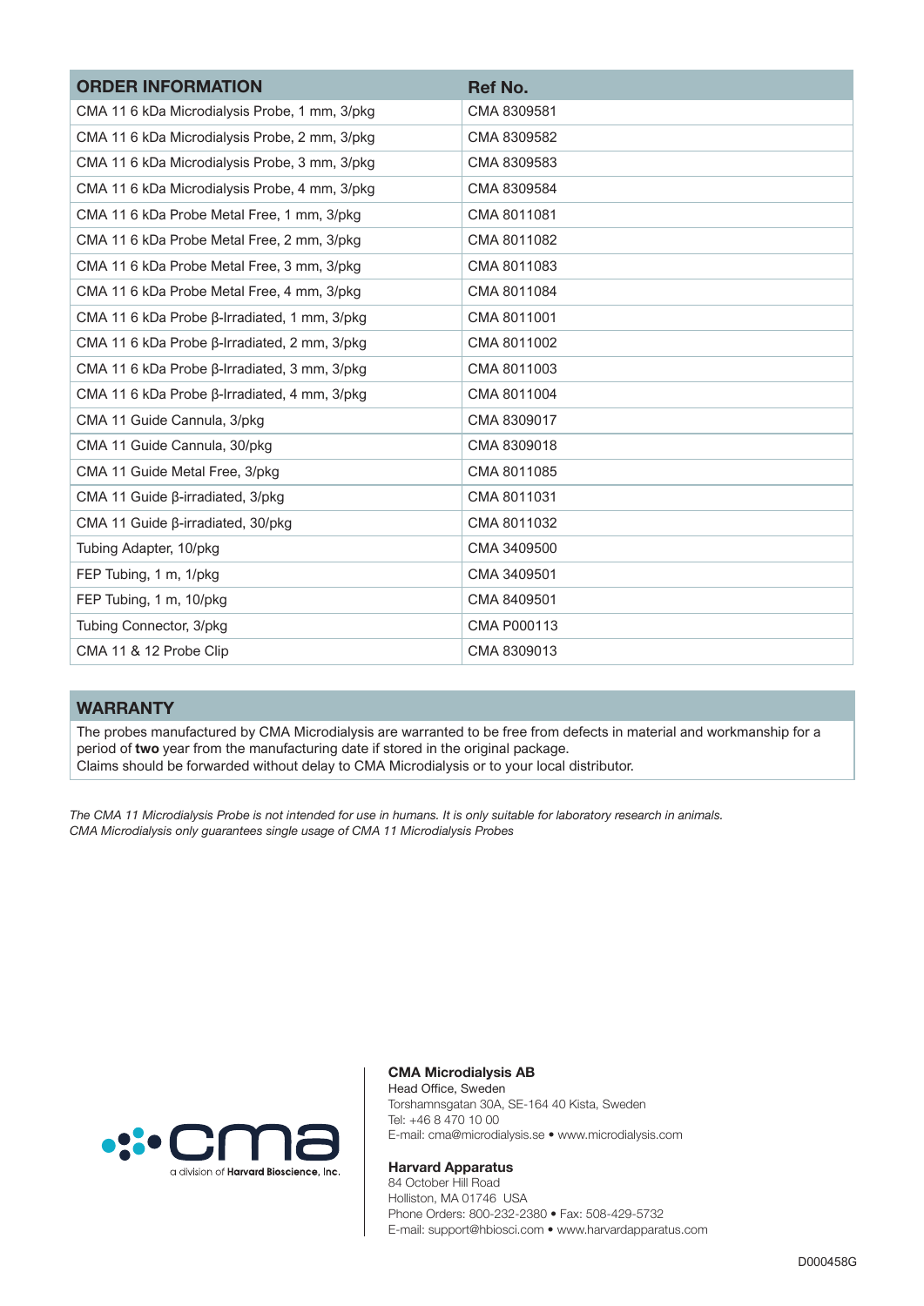| ORDER INFORMATION | Ref No. |
|---|---|
| CMA 11 6 kDa Microdialysis Probe, 1 mm, 3/pkg | CMA 8309581 |
| CMA 11 6 kDa Microdialysis Probe, 2 mm, 3/pkg | CMA 8309582 |
| CMA 11 6 kDa Microdialysis Probe, 3 mm, 3/pkg | CMA 8309583 |
| CMA 11 6 kDa Microdialysis Probe, 4 mm, 3/pkg | CMA 8309584 |
| CMA 11 6 kDa Probe Metal Free, 1 mm, 3/pkg | CMA 8011081 |
| CMA 11 6 kDa Probe Metal Free, 2 mm, 3/pkg | CMA 8011082 |
| CMA 11 6 kDa Probe Metal Free, 3 mm, 3/pkg | CMA 8011083 |
| CMA 11 6 kDa Probe Metal Free, 4 mm, 3/pkg | CMA 8011084 |
| CMA 11 6 kDa Probe β-Irradiated, 1 mm, 3/pkg | CMA 8011001 |
| CMA 11 6 kDa Probe β-Irradiated, 2 mm, 3/pkg | CMA 8011002 |
| CMA 11 6 kDa Probe β-Irradiated, 3 mm, 3/pkg | CMA 8011003 |
| CMA 11 6 kDa Probe β-Irradiated, 4 mm, 3/pkg | CMA 8011004 |
| CMA 11 Guide Cannula, 3/pkg | CMA 8309017 |
| CMA 11 Guide Cannula, 30/pkg | CMA 8309018 |
| CMA 11 Guide Metal Free, 3/pkg | CMA 8011085 |
| CMA 11 Guide β-irradiated, 3/pkg | CMA 8011031 |
| CMA 11 Guide β-irradiated, 30/pkg | CMA 8011032 |
| Tubing Adapter, 10/pkg | CMA 3409500 |
| FEP Tubing, 1 m, 1/pkg | CMA 3409501 |
| FEP Tubing, 1 m, 10/pkg | CMA 8409501 |
| Tubing Connector, 3/pkg | CMA P000113 |
| CMA 11 & 12 Probe Clip | CMA 8309013 |

## WARRANTY

The probes manufactured by CMA Microdialysis are warranted to be free from defects in material and workmanship for a period of **two** year from the manufacturing date if stored in the original package.
Claims should be forwarded without delay to CMA Microdialysis or to your local distributor.

*The CMA 11 Microdialysis Probe is not intended for use in humans. It is only suitable for laboratory research in animals.*
*CMA Microdialysis only guarantees single usage of CMA 11 Microdialysis Probes*

cma
a division of **Harvard Bioscience, Inc.**

**CMA Microdialysis AB**
Head Office, Sweden
Torshamnsgatan 30A, SE-164 40 Kista, Sweden
Tel: +46 8 470 10 00
E-mail: cma@microdialysis.se • www.microdialysis.com

**Harvard Apparatus**
84 October Hill Road
Holliston, MA 01746 USA
Phone Orders: 800-232-2380 • Fax: 508-429-5732
E-mail: support@hbiosci.com • www.harvardapparatus.com

D000458G